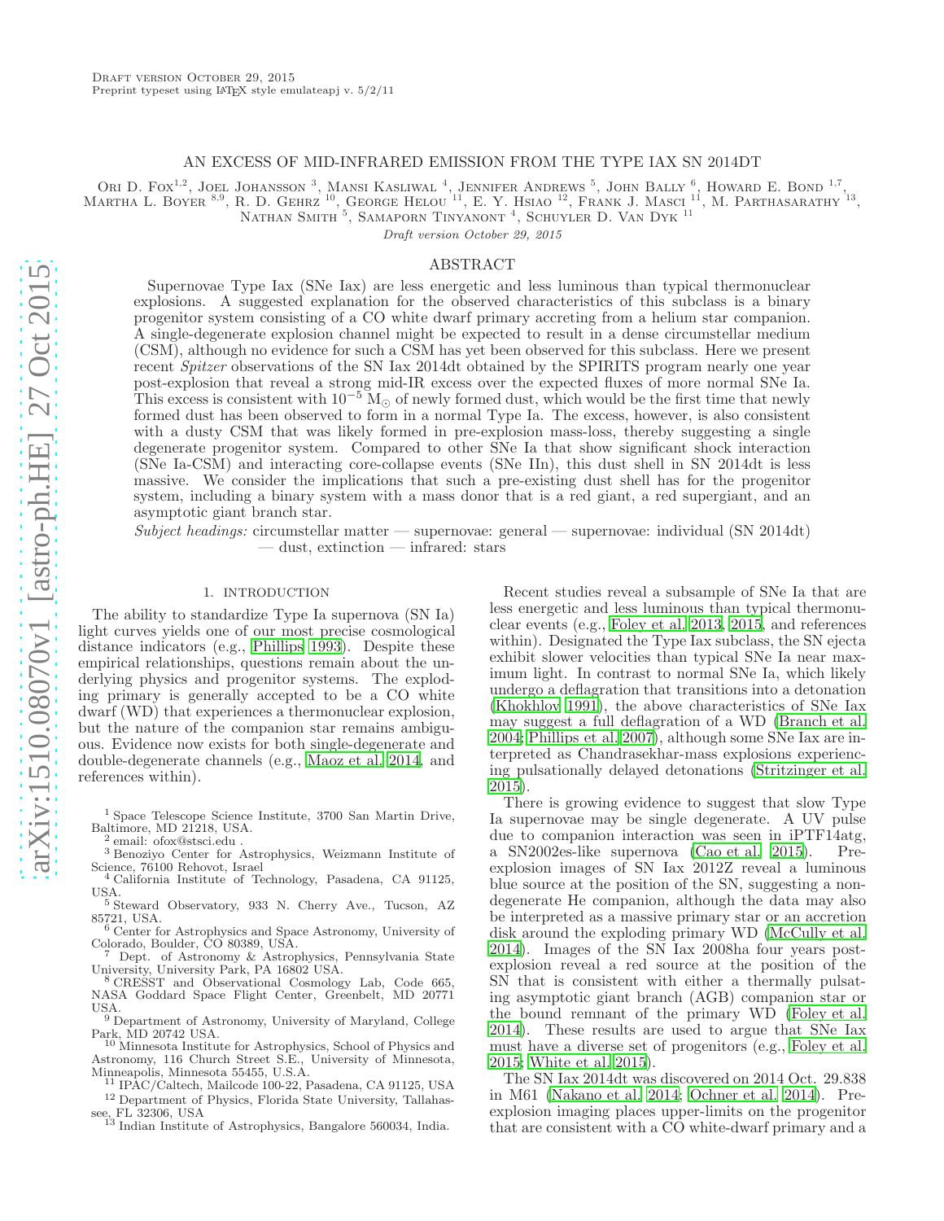Draft version October 29, 2015
Preprint typeset using LaTeX style emulateapj v. 5/2/11

# AN EXCESS OF MID-INFRARED EMISSION FROM THE TYPE IAX SN 2014DT

Ori D. Fox[1,2], Joel Johansson [3], Mansi Kasliwal [4], Jennifer Andrews [5], John Bally [6], Howard E. Bond [1,7], Martha L. Boyer [8,9], R. D. Gehrz [10], George Helou [11], E. Y. Hsiao [12], Frank J. Masci [11], M. Parthasarathy [13], Nathan Smith [5], Samaporn Tinyanont [4], Schuyler D. Van Dyk [11]

*Draft version October 29, 2015*

## ABSTRACT

Supernovae Type Iax (SNe Iax) are less energetic and less luminous than typical thermonuclear explosions. A suggested explanation for the observed characteristics of this subclass is a binary progenitor system consisting of a CO white dwarf primary accreting from a helium star companion. A single-degenerate explosion channel might be expected to result in a dense circumstellar medium (CSM), although no evidence for such a CSM has yet been observed for this subclass. Here we present recent *Spitzer* observations of the SN Iax 2014dt obtained by the SPIRITS program nearly one year post-explosion that reveal a strong mid-IR excess over the expected fluxes of more normal SNe Ia. This excess is consistent with $10^{-5}$ $M_{\odot}$ of newly formed dust, which would be the first time that newly formed dust has been observed to form in a normal Type Ia. The excess, however, is also consistent with a dusty CSM that was likely formed in pre-explosion mass-loss, thereby suggesting a single degenerate progenitor system. Compared to other SNe Ia that show significant shock interaction (SNe Ia-CSM) and interacting core-collapse events (SNe IIn), this dust shell in SN 2014dt is less massive. We consider the implications that such a pre-existing dust shell has for the progenitor system, including a binary system with a mass donor that is a red giant, a red supergiant, and an asymptotic giant branch star.

*Subject headings:* circumstellar matter — supernovae: general — supernovae: individual (SN 2014dt) — dust, extinction — infrared: stars

## 1. INTRODUCTION

The ability to standardize Type Ia supernova (SN Ia) light curves yields one of our most precise cosmological distance indicators (e.g., Phillips 1993). Despite these empirical relationships, questions remain about the underlying physics and progenitor systems. The exploding primary is generally accepted to be a CO white dwarf (WD) that experiences a thermonuclear explosion, but the nature of the companion star remains ambiguous. Evidence now exists for both single-degenerate and double-degenerate channels (e.g., Maoz et al. 2014, and references within).

Recent studies reveal a subsample of SNe Ia that are less energetic and less luminous than typical thermonuclear events (e.g., Foley et al. 2013, 2015, and references within). Designated the Type Iax subclass, the SN ejecta exhibit slower velocities than typical SNe Ia near maximum light. In contrast to normal SNe Ia, which likely undergo a deflagration that transitions into a detonation (Khokhlov 1991), the above characteristics of SNe Iax may suggest a full deflagration of a WD (Branch et al. 2004; Phillips et al. 2007), although some SNe Iax are interpreted as Chandrasekhar-mass explosions experiencing pulsationally delayed detonations (Stritzinger et al. 2015).

There is growing evidence to suggest that slow Type Ia supernovae may be single degenerate. A UV pulse due to companion interaction was seen in iPTF14atg, a SN2002es-like supernova (Cao et al. 2015). Pre-explosion images of SN Iax 2012Z reveal a luminous blue source at the position of the SN, suggesting a non-degenerate He companion, although the data may also be interpreted as a massive primary star or an accretion disk around the exploding primary WD (McCully et al. 2014). Images of the SN Iax 2008ha four years post-explosion reveal a red source at the position of the SN that is consistent with either a thermally pulsating asymptotic giant branch (AGB) companion star or the bound remnant of the primary WD (Foley et al. 2014). These results are used to argue that SNe Iax must have a diverse set of progenitors (e.g., Foley et al. 2015; White et al. 2015).

The SN Iax 2014dt was discovered on 2014 Oct. 29.838 in M61 (Nakano et al. 2014; Ochner et al. 2014). Pre-explosion imaging places upper-limits on the progenitor that are consistent with a CO white-dwarf primary and a

[1] Space Telescope Science Institute, 3700 San Martin Drive, Baltimore, MD 21218, USA.
[2] email: ofox@stsci.edu .
[3] Benoziyo Center for Astrophysics, Weizmann Institute of Science, 76100 Rehovot, Israel
[4] California Institute of Technology, Pasadena, CA 91125, USA.
[5] Steward Observatory, 933 N. Cherry Ave., Tucson, AZ 85721, USA.
[6] Center for Astrophysics and Space Astronomy, University of Colorado, Boulder, CO 80389, USA.
[7] Dept. of Astronomy & Astrophysics, Pennsylvania State University, University Park, PA 16802 USA.
[8] CRESST and Observational Cosmology Lab, Code 665, NASA Goddard Space Flight Center, Greenbelt, MD 20771 USA.
[9] Department of Astronomy, University of Maryland, College Park, MD 20742 USA.
[10] Minnesota Institute for Astrophysics, School of Physics and Astronomy, 116 Church Street S.E., University of Minnesota, Minneapolis, Minnesota 55455, U.S.A.
[11] IPAC/Caltech, Mailcode 100-22, Pasadena, CA 91125, USA
[12] Department of Physics, Florida State University, Tallahassee, FL 32306, USA
[13] Indian Institute of Astrophysics, Bangalore 560034, India.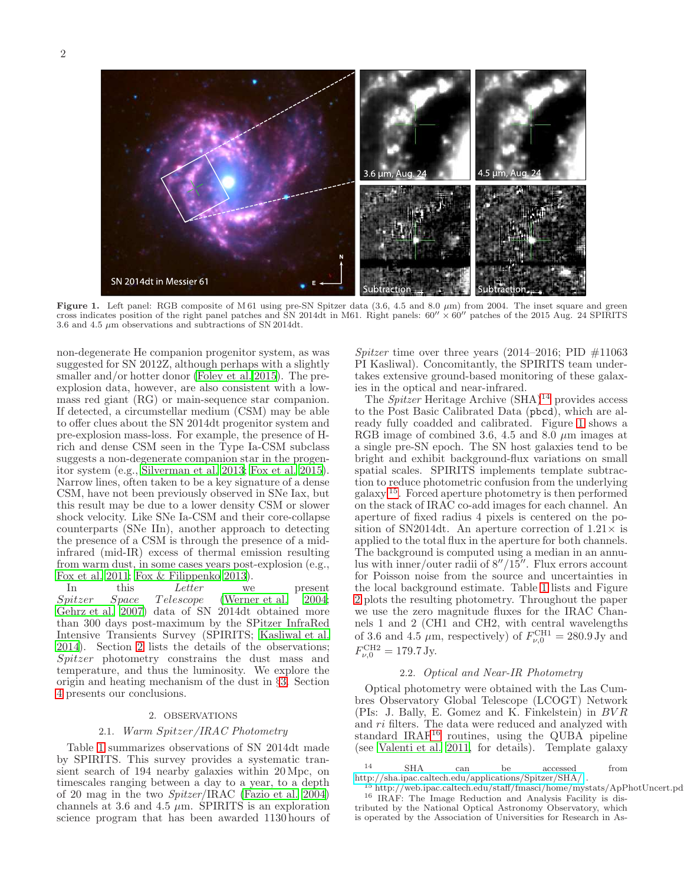**Figure 1.** Left panel: RGB composite of M 61 using pre-SN Spitzer data (3.6, 4.5 and 8.0 $\mu$m) from 2004. The inset square and green cross indicates position of the right panel patches and SN 2014dt in M61. Right panels: $60'' \times 60''$ patches of the 2015 Aug. 24 SPIRITS 3.6 and 4.5 $\mu$m observations and subtractions of SN 2014dt.

non-degenerate He companion progenitor system, as was suggested for SN 2012Z, although perhaps with a slightly smaller and/or hotter donor (Foley et al. 2015). The pre-explosion data, however, are also consistent with a low-mass red giant (RG) or main-sequence star companion. If detected, a circumstellar medium (CSM) may be able to offer clues about the SN 2014dt progenitor system and pre-explosion mass-loss. For example, the presence of H-rich and dense CSM seen in the Type Ia-CSM subclass suggests a non-degenerate companion star in the progenitor system (e.g., Silverman et al. 2013; Fox et al. 2015). Narrow lines, often taken to be a key signature of a dense CSM, have not been previously observed in SNe Iax, but this result may be due to a lower density CSM or slower shock velocity. Like SNe Ia-CSM and their core-collapse counterparts (SNe IIn), another approach to detecting the presence of a CSM is through the presence of a mid-infrared (mid-IR) excess of thermal emission resulting from warm dust, in some cases years post-explosion (e.g., Fox et al. 2011; Fox & Filippenko 2013).

In this *Letter* we present *Spitzer Space Telescope* (Werner et al. 2004; Gehrz et al. 2007) data of SN 2014dt obtained more than 300 days post-maximum by the SPitzer InfraRed Intensive Transients Survey (SPIRITS; Kasliwal et al. 2014). Section 2 lists the details of the observations; *Spitzer* photometry constrains the dust mass and temperature, and thus the luminosity. We explore the origin and heating mechanism of the dust in §3. Section 4 presents our conclusions.

## 2. OBSERVATIONS

### 2.1. *Warm Spitzer/IRAC Photometry*

Table 1 summarizes observations of SN 2014dt made by SPIRITS. This survey provides a systematic transient search of 194 nearby galaxies within 20 Mpc, on timescales ranging between a day to a year, to a depth of 20 mag in the two *Spitzer*/IRAC (Fazio et al. 2004) channels at 3.6 and 4.5 $\mu$m. SPIRITS is an exploration science program that has been awarded 1130 hours of *Spitzer* time over three years (2014–2016; PID #11063 PI Kasliwal). Concomitantly, the SPIRITS team undertakes extensive ground-based monitoring of these galaxies in the optical and near-infrared.

The *Spitzer* Heritage Archive (SHA)[14] provides access to the Post Basic Calibrated Data (`pbcd`), which are already fully coadded and calibrated. Figure 1 shows a RGB image of combined 3.6, 4.5 and 8.0 $\mu$m images at a single pre-SN epoch. The SN host galaxies tend to be bright and exhibit background-flux variations on small spatial scales. SPIRITS implements template subtraction to reduce photometric confusion from the underlying galaxy[15]. Forced aperture photometry is then performed on the stack of IRAC co-add images for each channel. An aperture of fixed radius 4 pixels is centered on the position of SN2014dt. An aperture correction of 1.21$\times$ is applied to the total flux in the aperture for both channels. The background is computed using a median in an annulus with inner/outer radii of $8''/15''$. Flux errors account for Poisson noise from the source and uncertainties in the local background estimate. Table 1 lists and Figure 2 plots the resulting photometry. Throughout the paper we use the zero magnitude fluxes for the IRAC Channels 1 and 2 (CH1 and CH2, with central wavelengths of 3.6 and 4.5 $\mu$m, respectively) of $F_{\nu,0}^{\rm CH1} = 280.9$ Jy and $F_{\nu,0}^{\rm CH2} = 179.7$ Jy.

### 2.2. *Optical and Near-IR Photometry*

Optical photometry were obtained with the Las Cumbres Observatory Global Telescope (LCOGT) Network (PIs: J. Bally, E. Gomez and K. Finkelstein) in *BVR* and *ri* filters. The data were reduced and analyzed with standard IRAF[16] routines, using the QUBA pipeline (see Valenti et al. 2011, for details). Template galaxy

[14] SHA can be accessed from http://sha.ipac.caltech.edu/applications/Spitzer/SHA/ .

[15] http://web.ipac.caltech.edu/staff/fmasci/home/mystats/ApPhotUncert.pd

[16] IRAF: The Image Reduction and Analysis Facility is distributed by the National Optical Astronomy Observatory, which is operated by the Association of Universities for Research in As-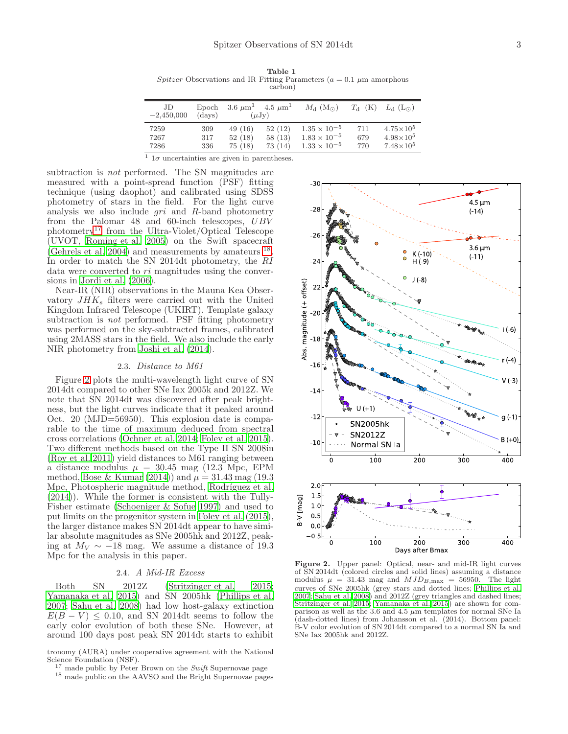**Table 1**
*Spitzer* Observations and IR Fitting Parameters ($a = 0.1$ $\mu$m amorphous carbon)

| JD $-2{,}450{,}000$ | Epoch (days) | 3.6 $\mu$m[1] ($\mu$Jy) | 4.5 $\mu$m[1] ($\mu$Jy) | $M_{\rm d}$ (M$_\odot$) | $T_{\rm d}$ (K) | $L_{\rm d}$ (L$_\odot$) |
|---|---|---|---|---|---|---|
| 7259 | 309 | 49 (16) | 52 (12) | $1.35 \times 10^{-5}$ | 711 | $4.75 \times 10^5$ |
| 7267 | 317 | 52 (18) | 58 (13) | $1.83 \times 10^{-5}$ | 679 | $4.98 \times 10^5$ |
| 7286 | 336 | 75 (18) | 73 (14) | $1.33 \times 10^{-5}$ | 770 | $7.48 \times 10^5$ |

[1] $1\sigma$ uncertainties are given in parentheses.

subtraction is *not* performed. The SN magnitudes are measured with a point-spread function (PSF) fitting technique (using daophot) and calibrated using SDSS photometry of stars in the field. For the light curve analysis we also include *gri* and *R*-band photometry from the Palomar 48 and 60-inch telescopes, *UBV* photometry[17] from the Ultra-Violet/Optical Telescope (UVOT, Roming et al. 2005) on the Swift spacecraft (Gehrels et al. 2004) and measurements by amateurs [18]. In order to match the SN 2014dt photometry, the *RI* data were converted to *ri* magnitudes using the conversions in Jordi et al. (2006).

Near-IR (NIR) observations in the Mauna Kea Observatory $JHK_s$ filters were carried out with the United Kingdom Infrared Telescope (UKIRT). Template galaxy subtraction is *not* performed. PSF fitting photometry was performed on the sky-subtracted frames, calibrated using 2MASS stars in the field. We also include the early NIR photometry from Joshi et al. (2014).

### 2.3. *Distance to M61*

Figure 2 plots the multi-wavelength light curve of SN 2014dt compared to other SNe Iax 2005k and 2012Z. We note that SN 2014dt was discovered after peak brightness, but the light curves indicate that it peaked around Oct. 20 (MJD=56950). This explosion date is comparable to the time of maximum deduced from spectral cross correlations (Ochner et al. 2014; Foley et al. 2015). Two different methods based on the Type II SN 2008in (Roy et al. 2011) yield distances to M61 ranging between a distance modulus $\mu = 30.45$ mag (12.3 Mpc, EPM method, Bose & Kumar (2014)) and $\mu = 31.43$ mag (19.3 Mpc, Photospheric magnitude method, Rodríguez et al. (2014)). While the former is consistent with the Tully-Fisher estimate (Schoeniger & Sofue 1997) and used to put limits on the progenitor system in Foley et al. (2015), the larger distance makes SN 2014dt appear to have similar absolute magnitudes as SNe 2005hk and 2012Z, peaking at $M_V \sim -18$ mag. We assume a distance of 19.3 Mpc for the analysis in this paper.

### 2.4. *A Mid-IR Excess*

Both SN 2012Z (Stritzinger et al. 2015; Yamanaka et al. 2015) and SN 2005hk (Phillips et al. 2007; Sahu et al. 2008) had low host-galaxy extinction $E(B-V) \leq 0.10$, and SN 2014dt seems to follow the early color evolution of both these SNe. However, at around 100 days post peak SN 2014dt starts to exhibit

**Figure 2.** Upper panel: Optical, near- and mid-IR light curves of SN 2014dt (colored circles and solid lines) assuming a distance modulus $\mu = 31.43$ mag and $MJD_{B,\rm max} = 56950$. The light curves of SNe 2005hk (grey stars and dotted lines; Phillips et al. 2007; Sahu et al. 2008) and 2012Z (grey triangles and dashed lines; Stritzinger et al. 2015; Yamanaka et al. 2015) are shown for comparison as well as the 3.6 and 4.5 $\mu$m templates for normal SNe Ia (dash-dotted lines) from Johansson et al. (2014). Bottom panel: B-V color evolution of SN 2014dt compared to a normal SN Ia and SNe Iax 2005hk and 2012Z.

tronomy (AURA) under cooperative agreement with the National Science Foundation (NSF).

[17] made public by Peter Brown on the *Swift* Supernovae page

[18] made public on the AAVSO and the Bright Supernovae pages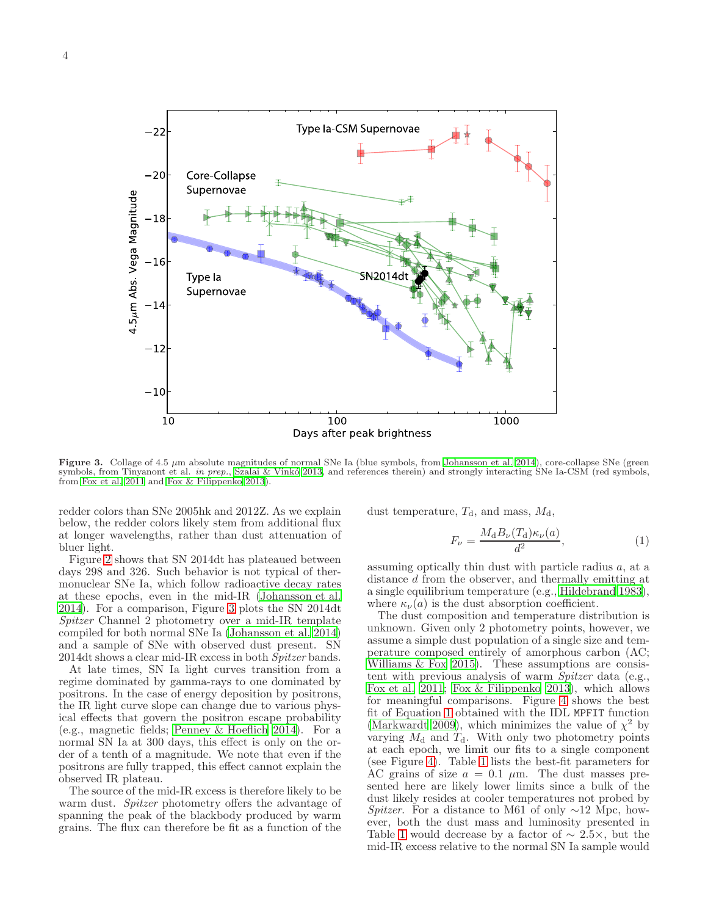Figure 3. Collage of 4.5 $\mu$m absolute magnitudes of normal SNe Ia (blue symbols, from Johansson et al. 2014), core-collapse SNe (green symbols, from Tinyanont et al. *in prep.*, Szalai & Vinkó 2013, and references therein) and strongly interacting SNe Ia-CSM (red symbols, from Fox et al. 2011 and Fox & Filippenko 2013).

redder colors than SNe 2005hk and 2012Z. As we explain below, the redder colors likely stem from additional flux at longer wavelengths, rather than dust attenuation of bluer light.

Figure 2 shows that SN 2014dt has plateaued between days 298 and 326. Such behavior is not typical of thermonuclear SNe Ia, which follow radioactive decay rates at these epochs, even in the mid-IR (Johansson et al. 2014). For a comparison, Figure 3 plots the SN 2014dt *Spitzer* Channel 2 photometry over a mid-IR template compiled for both normal SNe Ia (Johansson et al. 2014) and a sample of SNe with observed dust present. SN 2014dt shows a clear mid-IR excess in both *Spitzer* bands.

At late times, SN Ia light curves transition from a regime dominated by gamma-rays to one dominated by positrons. In the case of energy deposition by positrons, the IR light curve slope can change due to various physical effects that govern the positron escape probability (e.g., magnetic fields; Penney & Hoeflich 2014). For a normal SN Ia at 300 days, this effect is only on the order of a tenth of a magnitude. We note that even if the positrons are fully trapped, this effect cannot explain the observed IR plateau.

The source of the mid-IR excess is therefore likely to be warm dust. *Spitzer* photometry offers the advantage of spanning the peak of the blackbody produced by warm grains. The flux can therefore be fit as a function of the dust temperature, $T_{\rm d}$, and mass, $M_{\rm d}$,

$$F_\nu = \frac{M_{\rm d} B_\nu(T_{\rm d}) \kappa_\nu(a)}{d^2}, \qquad (1)$$

assuming optically thin dust with particle radius $a$, at a distance $d$ from the observer, and thermally emitting at a single equilibrium temperature (e.g., Hildebrand 1983), where $\kappa_\nu(a)$ is the dust absorption coefficient.

The dust composition and temperature distribution is unknown. Given only 2 photometry points, however, we assume a simple dust population of a single size and temperature composed entirely of amorphous carbon (AC; Williams & Fox 2015). These assumptions are consistent with previous analysis of warm *Spitzer* data (e.g., Fox et al. 2011; Fox & Filippenko 2013), which allows for meaningful comparisons. Figure 4 shows the best fit of Equation 1 obtained with the IDL `MPFIT` function (Markwardt 2009), which minimizes the value of $\chi^2$ by varying $M_{\rm d}$ and $T_{\rm d}$. With only two photometry points at each epoch, we limit our fits to a single component (see Figure 4). Table 1 lists the best-fit parameters for AC grains of size $a = 0.1$ $\mu$m. The dust masses presented here are likely lower limits since a bulk of the dust likely resides at cooler temperatures not probed by *Spitzer*. For a distance to M61 of only $\sim$12 Mpc, however, both the dust mass and luminosity presented in Table 1 would decrease by a factor of $\sim 2.5\times$, but the mid-IR excess relative to the normal SN Ia sample would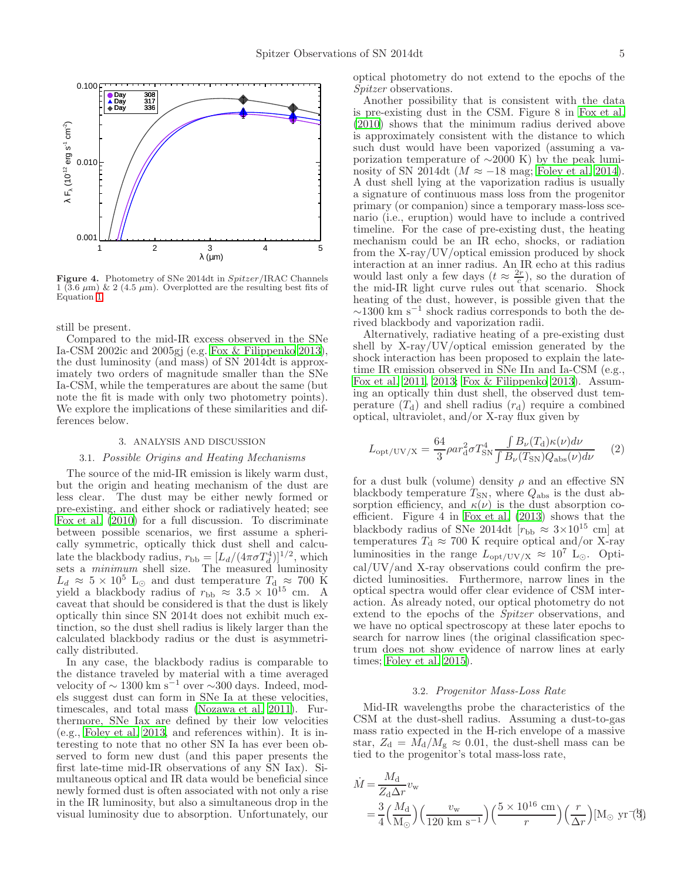**Figure 4.** Photometry of SNe 2014dt in *Spitzer*/IRAC Channels 1 (3.6 $\mu$m) & 2 (4.5 $\mu$m). Overplotted are the resulting best fits of Equation 1.

still be present.

Compared to the mid-IR excess observed in the SNe Ia-CSM 2002ic and 2005gj (e.g. Fox & Filippenko 2013), the dust luminosity (and mass) of SN 2014dt is approximately two orders of magnitude smaller than the SNe Ia-CSM, while the temperatures are about the same (but note the fit is made with only two photometry points). We explore the implications of these similarities and differences below.

## 3. ANALYSIS AND DISCUSSION

### 3.1. *Possible Origins and Heating Mechanisms*

The source of the mid-IR emission is likely warm dust, but the origin and heating mechanism of the dust are less clear. The dust may be either newly formed or pre-existing, and either shock or radiatively heated; see Fox et al. (2010) for a full discussion. To discriminate between possible scenarios, we first assume a spherically symmetric, optically thick dust shell and calculate the blackbody radius, $r_{\rm bb} = [L_d/(4\pi\sigma T_d^4)]^{1/2}$, which sets a *minimum* shell size. The measured luminosity $L_d \approx 5 \times 10^5$ L$_\odot$ and dust temperature $T_{\rm d} \approx 700$ K yield a blackbody radius of $r_{\rm bb} \approx 3.5 \times 10^{15}$ cm. A caveat that should be considered is that the dust is likely optically thin since SN 2014t does not exhibit much extinction, so the dust shell radius is likely larger than the calculated blackbody radius or the dust is asymmetrically distributed.

In any case, the blackbody radius is comparable to the distance traveled by material with a time averaged velocity of $\sim 1300$ km s$^{-1}$ over $\sim$300 days. Indeed, models suggest dust can form in SNe Ia at these velocities, timescales, and total mass (Nozawa et al. 2011). Furthermore, SNe Iax are defined by their low velocities (e.g., Foley et al. 2013, and references within). It is interesting to note that no other SN Ia has ever been observed to form new dust (and this paper presents the first late-time mid-IR observations of any SN Iax). Simultaneous optical and IR data would be beneficial since newly formed dust is often associated with not only a rise in the IR luminosity, but also a simultaneous drop in the visual luminosity due to absorption. Unfortunately, our optical photometry do not extend to the epochs of the *Spitzer* observations.

Another possibility that is consistent with the data is pre-existing dust in the CSM. Figure 8 in Fox et al. (2010) shows that the minimum radius derived above is approximately consistent with the distance to which such dust would have been vaporized (assuming a vaporization temperature of $\sim$2000 K) by the peak luminosity of SN 2014dt ($M \approx -18$ mag; Foley et al. 2014). A dust shell lying at the vaporization radius is usually a signature of continuous mass loss from the progenitor primary (or companion) since a temporary mass-loss scenario (i.e., eruption) would have to include a contrived timeline. For the case of pre-existing dust, the heating mechanism could be an IR echo, shocks, or radiation from the X-ray/UV/optical emission produced by shock interaction at an inner radius. An IR echo at this radius would last only a few days ($t \approx \frac{2r}{c}$), so the duration of the mid-IR light curve rules out that scenario. Shock heating of the dust, however, is possible given that the $\sim$1300 km s$^{-1}$ shock radius corresponds to both the derived blackbody and vaporization radii.

Alternatively, radiative heating of a pre-existing dust shell by X-ray/UV/optical emission generated by the shock interaction has been proposed to explain the late-time IR emission observed in SNe IIn and Ia-CSM (e.g., Fox et al. 2011, 2013; Fox & Filippenko 2013). Assuming an optically thin dust shell, the observed dust temperature ($T_{\rm d}$) and shell radius ($r_{\rm d}$) require a combined optical, ultraviolet, and/or X-ray flux given by

$$L_{\rm opt/UV/X} = \frac{64}{3}\rho a r_{\rm d}^2 \sigma T_{\rm SN}^4 \frac{\int B_\nu(T_{\rm d})\kappa(\nu)d\nu}{\int B_\nu(T_{\rm SN})Q_{\rm abs}(\nu)d\nu} \quad (2)$$

for a dust bulk (volume) density $\rho$ and an effective SN blackbody temperature $T_{\rm SN}$, where $Q_{\rm abs}$ is the dust absorption efficiency, and $\kappa(\nu)$ is the dust absorption coefficient. Figure 4 in Fox et al. (2013) shows that the blackbody radius of SNe 2014dt [$r_{\rm bb} \approx 3 \times 10^{15}$ cm] at temperatures $T_{\rm d} \approx 700$ K require optical and/or X-ray luminosities in the range $L_{\rm opt/UV/X} \approx 10^7$ L$_\odot$. Optical/UV/and X-ray observations could confirm the predicted luminosities. Furthermore, narrow lines in the optical spectra would offer clear evidence of CSM interaction. As already noted, our optical photometry do not extend to the epochs of the *Spitzer* observations, and we have no optical spectroscopy at these later epochs to search for narrow lines (the original classification spectrum does not show evidence of narrow lines at early times; Foley et al. 2015).

### 3.2. *Progenitor Mass-Loss Rate*

Mid-IR wavelengths probe the characteristics of the CSM at the dust-shell radius. Assuming a dust-to-gas mass ratio expected in the H-rich envelope of a massive star, $Z_{\rm d} = M_{\rm d}/M_{\rm g} \approx 0.01$, the dust-shell mass can be tied to the progenitor's total mass-loss rate,

$$\begin{aligned}\dot{M} &= \frac{M_{\rm d}}{Z_{\rm d}\Delta r} v_{\rm w} \\ &= \frac{3}{4}\Big(\frac{M_{\rm d}}{\rm M_\odot}\Big)\Big(\frac{v_{\rm w}}{120 \text{ km s}^{-1}}\Big)\Big(\frac{5\times10^{16}\text{ cm}}{r}\Big)\Big(\frac{r}{\Delta r}\Big)[{\rm M_\odot\ yr^{-1}}], \quad (3)\end{aligned}$$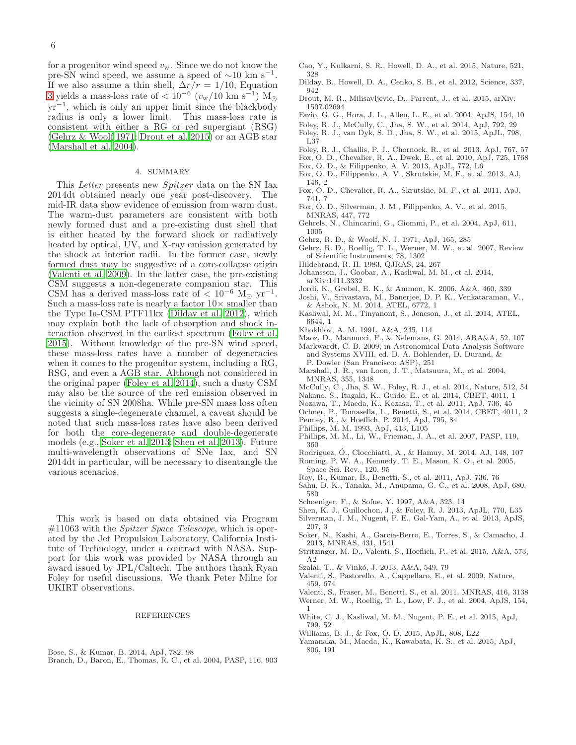for a progenitor wind speed $v_w$. Since we do not know the pre-SN wind speed, we assume a speed of $\sim$10 km s$^{-1}$. If we also assume a thin shell, $\Delta r/r = 1/10$, Equation 3 yields a mass-loss rate of $< 10^{-6}$ ($v_w$/10 km s$^{-1}$) M$_\odot$ yr$^{-1}$, which is only an upper limit since the blackbody radius is only a lower limit. This mass-loss rate is consistent with either a RG or red supergiant (RSG) (Gehrz & Woolf 1971; Drout et al. 2015) or an AGB star (Marshall et al. 2004).

## 4. SUMMARY

This *Letter* presents new *Spitzer* data on the SN Iax 2014dt obtained nearly one year post-discovery. The mid-IR data show evidence of emission from warm dust. The warm-dust parameters are consistent with both newly formed dust and a pre-existing dust shell that is either heated by the forward shock or radiatively heated by optical, UV, and X-ray emission generated by the shock at interior radii. In the former case, newly formed dust may be suggestive of a core-collapse origin (Valenti et al. 2009). In the latter case, the pre-existing CSM suggests a non-degenerate companion star. This CSM has a derived mass-loss rate of $< 10^{-6}$ M$_\odot$ yr$^{-1}$. Such a mass-loss rate is nearly a factor 10$\times$ smaller than the Type Ia-CSM PTF11kx (Dilday et al. 2012), which may explain both the lack of absorption and shock interaction observed in the earliest spectrum (Foley et al. 2015). Without knowledge of the pre-SN wind speed, these mass-loss rates have a number of degeneracies when it comes to the progenitor system, including a RG, RSG, and even a AGB star. Although not considered in the original paper (Foley et al. 2014), such a dusty CSM may also be the source of the red emission observed in the vicinity of SN 2008ha. While pre-SN mass loss often suggests a single-degenerate channel, a caveat should be noted that such mass-loss rates have also been derived for both the core-degenerate and double-degenerate models (e.g., Soker et al. 2013; Shen et al. 2013). Future multi-wavelength observations of SNe Iax, and SN 2014dt in particular, will be necessary to disentangle the various scenarios.

This work is based on data obtained via Program #11063 with the *Spitzer Space Telescope*, which is operated by the Jet Propulsion Laboratory, California Institute of Technology, under a contract with NASA. Support for this work was provided by NASA through an award issued by JPL/Caltech. The authors thank Ryan Foley for useful discussions. We thank Peter Milne for UKIRT observations.

## REFERENCES

Bose, S., & Kumar, B. 2014, ApJ, 782, 98
Branch, D., Baron, E., Thomas, R. C., et al. 2004, PASP, 116, 903
Cao, Y., Kulkarni, S. R., Howell, D. A., et al. 2015, Nature, 521, 328
Dilday, B., Howell, D. A., Cenko, S. B., et al. 2012, Science, 337, 942
Drout, M. R., Milisavljevic, D., Parrent, J., et al. 2015, arXiv: 1507.02694
Fazio, G. G., Hora, J. L., Allen, L. E., et al. 2004, ApJS, 154, 10
Foley, R. J., McCully, C., Jha, S. W., et al. 2014, ApJ, 792, 29
Foley, R. J., van Dyk, S. D., Jha, S. W., et al. 2015, ApJL, 798, L37
Foley, R. J., Challis, P. J., Chornock, R., et al. 2013, ApJ, 767, 57
Fox, O. D., Chevalier, R. A., Dwek, E., et al. 2010, ApJ, 725, 1768
Fox, O. D., & Filippenko, A. V. 2013, ApJL, 772, L6
Fox, O. D., Filippenko, A. V., Skrutskie, M. F., et al. 2013, AJ, 146, 2
Fox, O. D., Chevalier, R. A., Skrutskie, M. F., et al. 2011, ApJ, 741, 7
Fox, O. D., Silverman, J. M., Filippenko, A. V., et al. 2015, MNRAS, 447, 772
Gehrels, N., Chincarini, G., Giommi, P., et al. 2004, ApJ, 611, 1005
Gehrz, R. D., & Woolf, N. J. 1971, ApJ, 165, 285
Gehrz, R. D., Roellig, T. L., Werner, M. W., et al. 2007, Review of Scientific Instruments, 78, 1302
Hildebrand, R. H. 1983, QJRAS, 24, 267
Johansson, J., Goobar, A., Kasliwal, M. M., et al. 2014, arXiv:1411.3332
Jordi, K., Grebel, E. K., & Ammon, K. 2006, A&A, 460, 339
Joshi, V., Srivastava, M., Banerjee, D. P. K., Venkataraman, V., & Ashok, N. M. 2014, ATEL, 6772, 1
Kasliwal, M. M., Tinyanont, S., Jencson, J., et al. 2014, ATEL, 6644, 1
Khokhlov, A. M. 1991, A&A, 245, 114
Maoz, D., Mannucci, F., & Nelemans, G. 2014, ARA&A, 52, 107
Markwardt, C. B. 2009, in Astronomical Data Analysis Software and Systems XVIII, ed. D. A. Bohlender, D. Durand, & P. Dowler (San Francisco: ASP), 251
Marshall, J. R., van Loon, J. T., Matsuura, M., et al. 2004, MNRAS, 355, 1348
McCully, C., Jha, S. W., Foley, R. J., et al. 2014, Nature, 512, 54
Nakano, S., Itagaki, K., Guido, E., et al. 2014, CBET, 4011, 1
Nozawa, T., Maeda, K., Kozasa, T., et al. 2011, ApJ, 736, 45
Ochner, P., Tomasella, L., Benetti, S., et al. 2014, CBET, 4011, 2
Penney, R., & Hoeflich, P. 2014, ApJ, 795, 84
Phillips, M. M. 1993, ApJ, 413, L105
Phillips, M. M., Li, W., Frieman, J. A., et al. 2007, PASP, 119, 360
Rodríguez, Ó., Clocchiatti, A., & Hamuy, M. 2014, AJ, 148, 107
Roming, P. W. A., Kennedy, T. E., Mason, K. O., et al. 2005, Space Sci. Rev., 120, 95
Roy, R., Kumar, B., Benetti, S., et al. 2011, ApJ, 736, 76
Sahu, D. K., Tanaka, M., Anupama, G. C., et al. 2008, ApJ, 680, 580
Schoeniger, F., & Sofue, Y. 1997, A&A, 323, 14
Shen, K. J., Guillochon, J., & Foley, R. J. 2013, ApJL, 770, L35
Silverman, J. M., Nugent, P. E., Gal-Yam, A., et al. 2013, ApJS, 207, 3
Soker, N., Kashi, A., García-Berro, E., Torres, S., & Camacho, J. 2013, MNRAS, 431, 1541
Stritzinger, M. D., Valenti, S., Hoeflich, P., et al. 2015, A&A, 573, A2
Szalai, T., & Vinkó, J. 2013, A&A, 549, 79
Valenti, S., Pastorello, A., Cappellaro, E., et al. 2009, Nature, 459, 674
Valenti, S., Fraser, M., Benetti, S., et al. 2011, MNRAS, 416, 3138
Werner, M. W., Roellig, T. L., Low, F. J., et al. 2004, ApJS, 154, 1
White, C. J., Kasliwal, M. M., Nugent, P. E., et al. 2015, ApJ, 799, 52
Williams, B. J., & Fox, O. D. 2015, ApJL, 808, L22
Yamanaka, M., Maeda, K., Kawabata, K. S., et al. 2015, ApJ, 806, 191